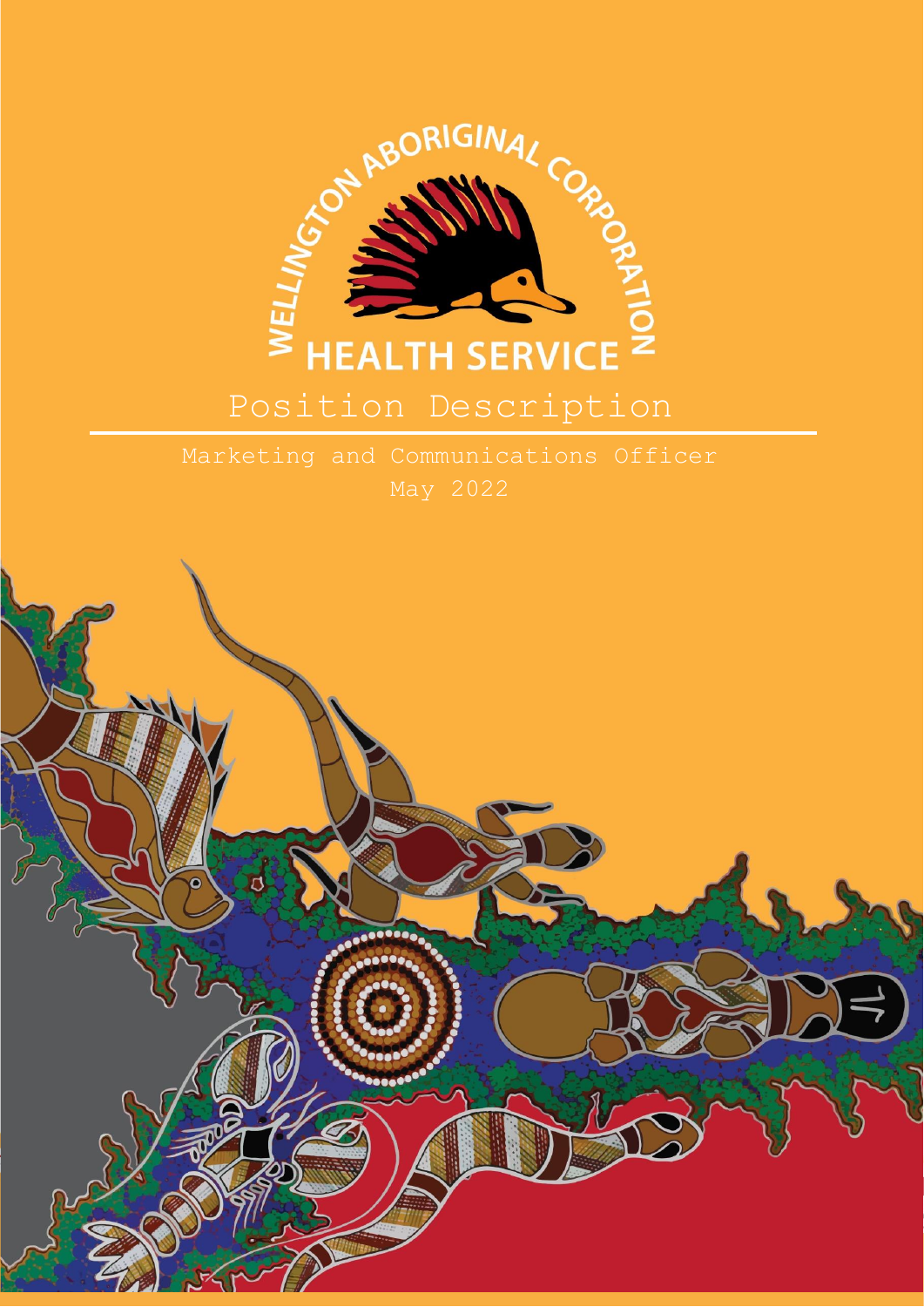WELLINGTON ABORIGINAL CORPORATION

HEALTH SERVICE

# Position Description

Marketing and Communications Officer

May 2022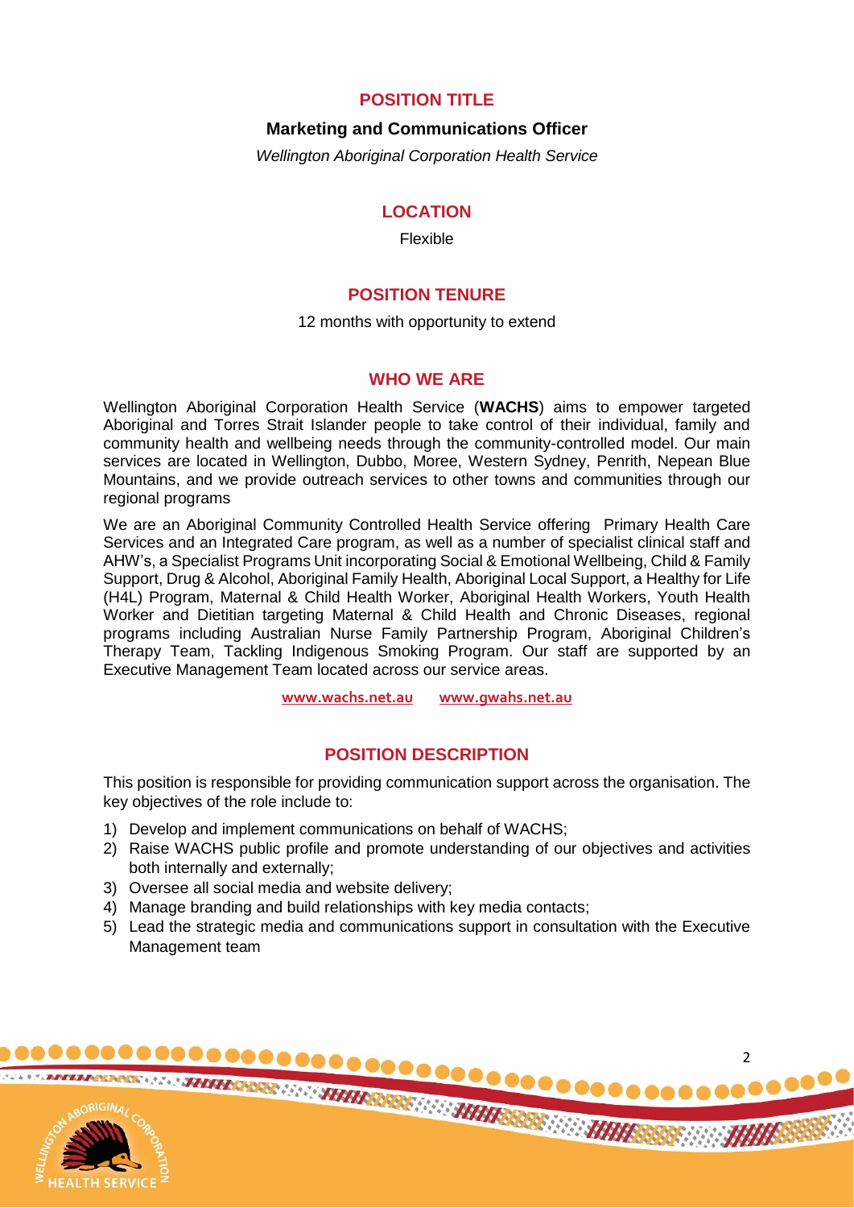## POSITION TITLE

**Marketing and Communications Officer**

*Wellington Aboriginal Corporation Health Service*

## LOCATION

Flexible

## POSITION TENURE

12 months with opportunity to extend

## WHO WE ARE

Wellington Aboriginal Corporation Health Service (**WACHS**) aims to empower targeted Aboriginal and Torres Strait Islander people to take control of their individual, family and community health and wellbeing needs through the community-controlled model. Our main services are located in Wellington, Dubbo, Moree, Western Sydney, Penrith, Nepean Blue Mountains, and we provide outreach services to other towns and communities through our regional programs

We are an Aboriginal Community Controlled Health Service offering Primary Health Care Services and an Integrated Care program, as well as a number of specialist clinical staff and AHW's, a Specialist Programs Unit incorporating Social & Emotional Wellbeing, Child & Family Support, Drug & Alcohol, Aboriginal Family Health, Aboriginal Local Support, a Healthy for Life (H4L) Program, Maternal & Child Health Worker, Aboriginal Health Workers, Youth Health Worker and Dietitian targeting Maternal & Child Health and Chronic Diseases, regional programs including Australian Nurse Family Partnership Program, Aboriginal Children's Therapy Team, Tackling Indigenous Smoking Program. Our staff are supported by an Executive Management Team located across our service areas.

www.wachs.net.au www.gwahs.net.au

## POSITION DESCRIPTION

This position is responsible for providing communication support across the organisation. The key objectives of the role include to:

1) Develop and implement communications on behalf of WACHS;
2) Raise WACHS public profile and promote understanding of our objectives and activities both internally and externally;
3) Oversee all social media and website delivery;
4) Manage branding and build relationships with key media contacts;
5) Lead the strategic media and communications support in consultation with the Executive Management team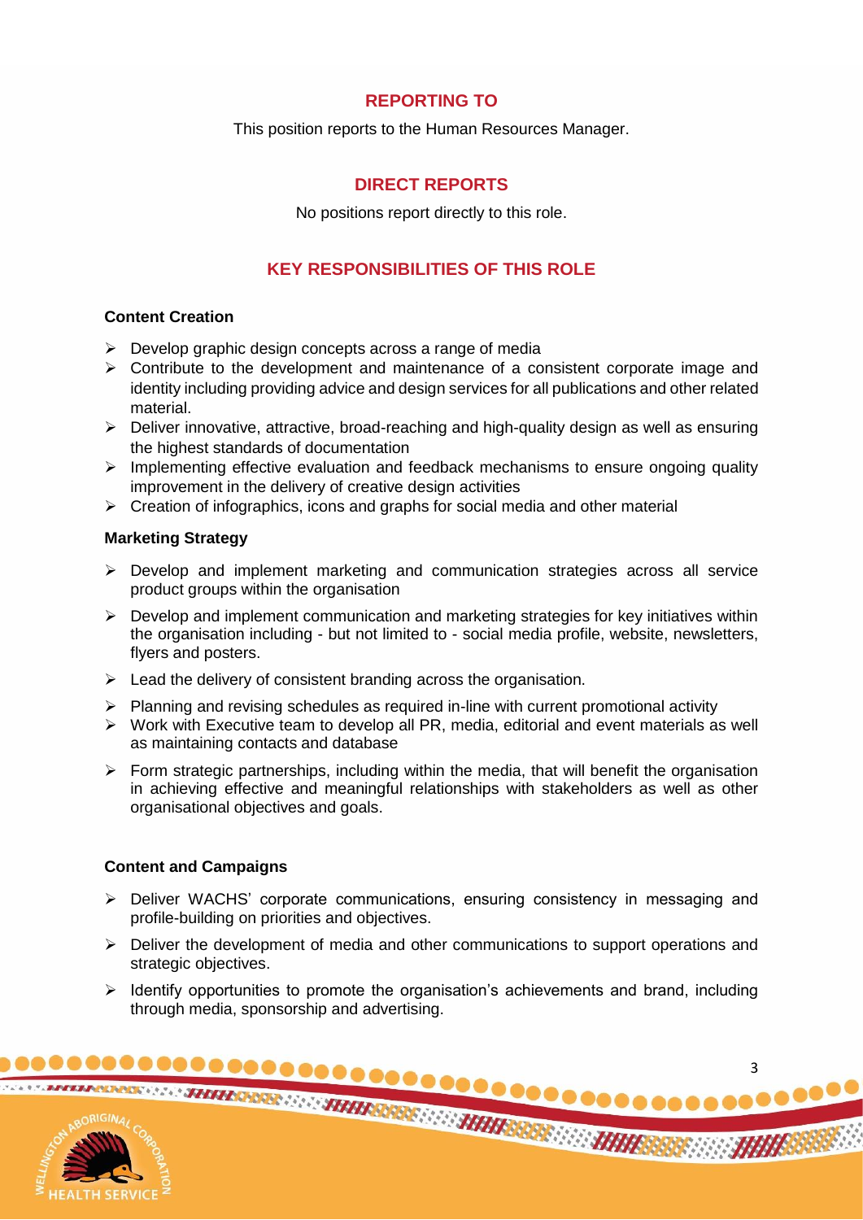## REPORTING TO

This position reports to the Human Resources Manager.

## DIRECT REPORTS

No positions report directly to this role.

## KEY RESPONSIBILITIES OF THIS ROLE

**Content Creation**

- Develop graphic design concepts across a range of media
- Contribute to the development and maintenance of a consistent corporate image and identity including providing advice and design services for all publications and other related material.
- Deliver innovative, attractive, broad-reaching and high-quality design as well as ensuring the highest standards of documentation
- Implementing effective evaluation and feedback mechanisms to ensure ongoing quality improvement in the delivery of creative design activities
- Creation of infographics, icons and graphs for social media and other material

**Marketing Strategy**

- Develop and implement marketing and communication strategies across all service product groups within the organisation
- Develop and implement communication and marketing strategies for key initiatives within the organisation including - but not limited to - social media profile, website, newsletters, flyers and posters.
- Lead the delivery of consistent branding across the organisation.
- Planning and revising schedules as required in-line with current promotional activity
- Work with Executive team to develop all PR, media, editorial and event materials as well as maintaining contacts and database
- Form strategic partnerships, including within the media, that will benefit the organisation in achieving effective and meaningful relationships with stakeholders as well as other organisational objectives and goals.

**Content and Campaigns**

- Deliver WACHS' corporate communications, ensuring consistency in messaging and profile-building on priorities and objectives.
- Deliver the development of media and other communications to support operations and strategic objectives.
- Identify opportunities to promote the organisation's achievements and brand, including through media, sponsorship and advertising.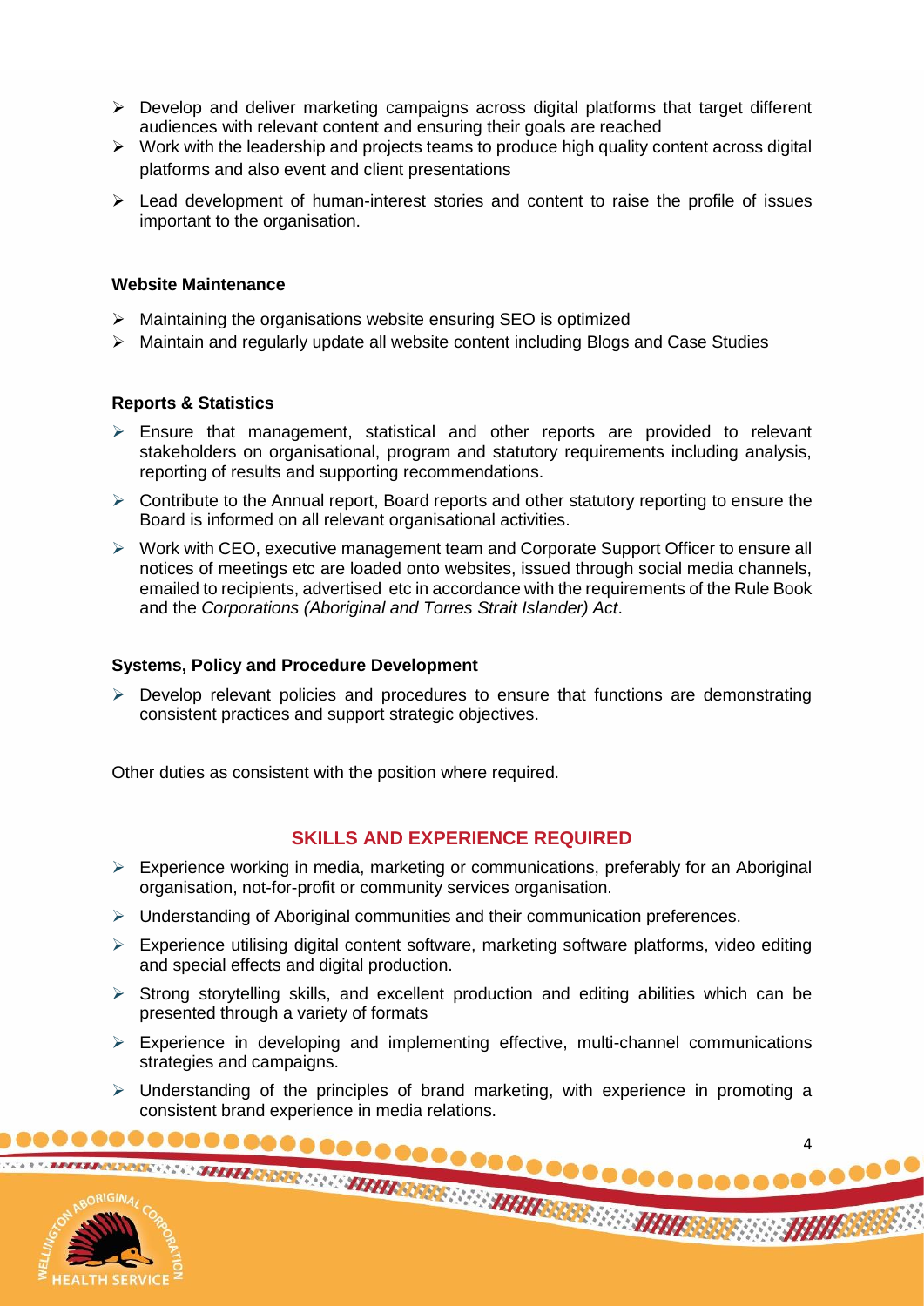- Develop and deliver marketing campaigns across digital platforms that target different audiences with relevant content and ensuring their goals are reached
- Work with the leadership and projects teams to produce high quality content across digital platforms and also event and client presentations
- Lead development of human-interest stories and content to raise the profile of issues important to the organisation.

**Website Maintenance**

- Maintaining the organisations website ensuring SEO is optimized
- Maintain and regularly update all website content including Blogs and Case Studies

**Reports & Statistics**

- Ensure that management, statistical and other reports are provided to relevant stakeholders on organisational, program and statutory requirements including analysis, reporting of results and supporting recommendations.
- Contribute to the Annual report, Board reports and other statutory reporting to ensure the Board is informed on all relevant organisational activities.
- Work with CEO, executive management team and Corporate Support Officer to ensure all notices of meetings etc are loaded onto websites, issued through social media channels, emailed to recipients, advertised etc in accordance with the requirements of the Rule Book and the *Corporations (Aboriginal and Torres Strait Islander) Act*.

**Systems, Policy and Procedure Development**

- Develop relevant policies and procedures to ensure that functions are demonstrating consistent practices and support strategic objectives.

Other duties as consistent with the position where required.

## SKILLS AND EXPERIENCE REQUIRED

- Experience working in media, marketing or communications, preferably for an Aboriginal organisation, not-for-profit or community services organisation.
- Understanding of Aboriginal communities and their communication preferences.
- Experience utilising digital content software, marketing software platforms, video editing and special effects and digital production.
- Strong storytelling skills, and excellent production and editing abilities which can be presented through a variety of formats
- Experience in developing and implementing effective, multi-channel communications strategies and campaigns.
- Understanding of the principles of brand marketing, with experience in promoting a consistent brand experience in media relations.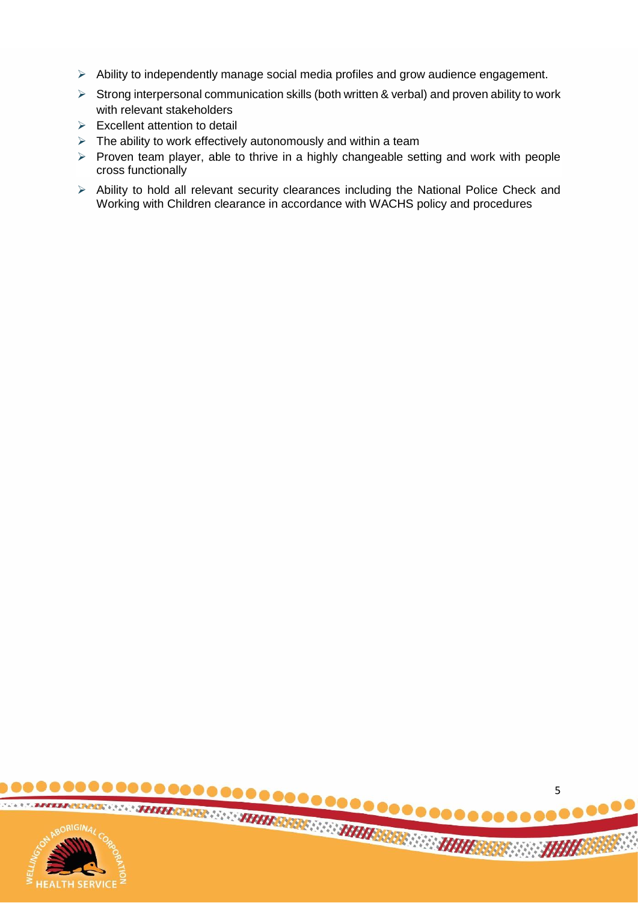- Ability to independently manage social media profiles and grow audience engagement.
- Strong interpersonal communication skills (both written & verbal) and proven ability to work with relevant stakeholders
- Excellent attention to detail
- The ability to work effectively autonomously and within a team
- Proven team player, able to thrive in a highly changeable setting and work with people cross functionally
- Ability to hold all relevant security clearances including the National Police Check and Working with Children clearance in accordance with WACHS policy and procedures